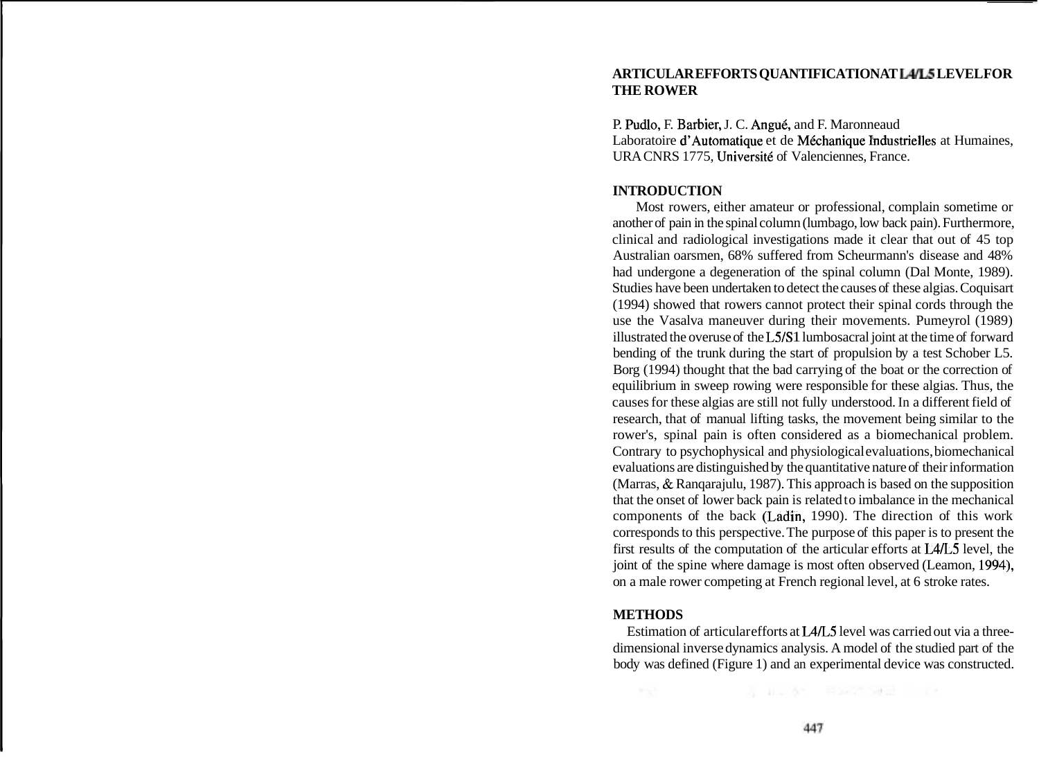# ARTICULAR EFFORTS QUANTIFICATION AT L4/L5 LEVEL FOR THE ROWER

P. Pudlo, F. Barbier, J. C. Angué, and F. Maronneaud
Laboratoire d'Automatique et de Méchanique Industrielles at Humaines, URA CNRS 1775, Université of Valenciennes, France.

## INTRODUCTION

Most rowers, either amateur or professional, complain sometime or another of pain in the spinal column (lumbago, low back pain). Furthermore, clinical and radiological investigations made it clear that out of 45 top Australian oarsmen, 68% suffered from Scheurmann's disease and 48% had undergone a degeneration of the spinal column (Dal Monte, 1989). Studies have been undertaken to detect the causes of these algias. Coquisart (1994) showed that rowers cannot protect their spinal cords through the use the Vasalva maneuver during their movements. Pumeyrol (1989) illustrated the overuse of the L5/S1 lumbosacral joint at the time of forward bending of the trunk during the start of propulsion by a test Schober L5. Borg (1994) thought that the bad carrying of the boat or the correction of equilibrium in sweep rowing were responsible for these algias. Thus, the causes for these algias are still not fully understood. In a different field of research, that of manual lifting tasks, the movement being similar to the rower's, spinal pain is often considered as a biomechanical problem. Contrary to psychophysical and physiological evaluations, biomechanical evaluations are distinguished by the quantitative nature of their information (Marras, & Ranqarajulu, 1987). This approach is based on the supposition that the onset of lower back pain is related to imbalance in the mechanical components of the back (Ladin, 1990). The direction of this work corresponds to this perspective. The purpose of this paper is to present the first results of the computation of the articular efforts at L4/L5 level, the joint of the spine where damage is most often observed (Leamon, 1994), on a male rower competing at French regional level, at 6 stroke rates.

## METHODS

Estimation of articular efforts at L4/L5 level was carried out via a three-dimensional inverse dynamics analysis. A model of the studied part of the body was defined (Figure 1) and an experimental device was constructed.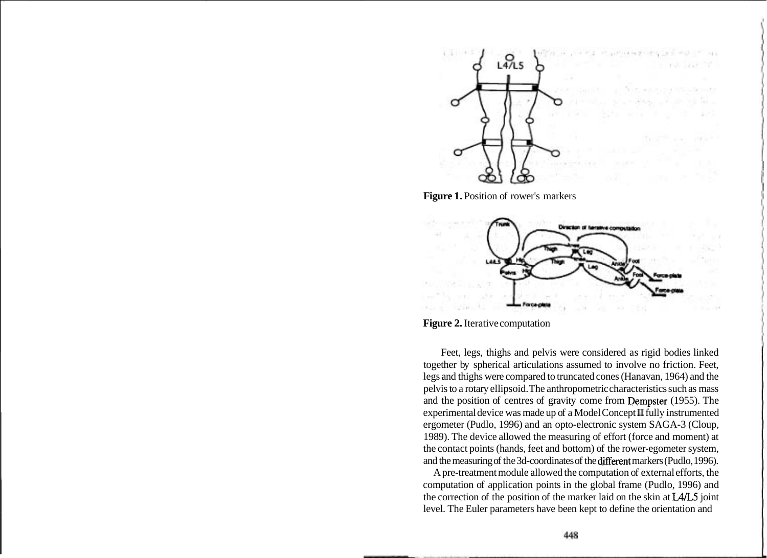Figure 1. Position of rower's markers

Figure 2. Iterative computation

Feet, legs, thighs and pelvis were considered as rigid bodies linked together by spherical articulations assumed to involve no friction. Feet, legs and thighs were compared to truncated cones (Hanavan, 1964) and the pelvis to a rotary ellipsoid. The anthropometric characteristics such as mass and the position of centres of gravity come from Dempster (1955). The experimental device was made up of a Model Concept II fully instrumented ergometer (Pudlo, 1996) and an opto-electronic system SAGA-3 (Cloup, 1989). The device allowed the measuring of effort (force and moment) at the contact points (hands, feet and bottom) of the rower-egometer system, and the measuring of the 3d-coordinates of the different markers (Pudlo, 1996).

A pre-treatment module allowed the computation of external efforts, the computation of application points in the global frame (Pudlo, 1996) and the correction of the position of the marker laid on the skin at L4/L5 joint level. The Euler parameters have been kept to define the orientation and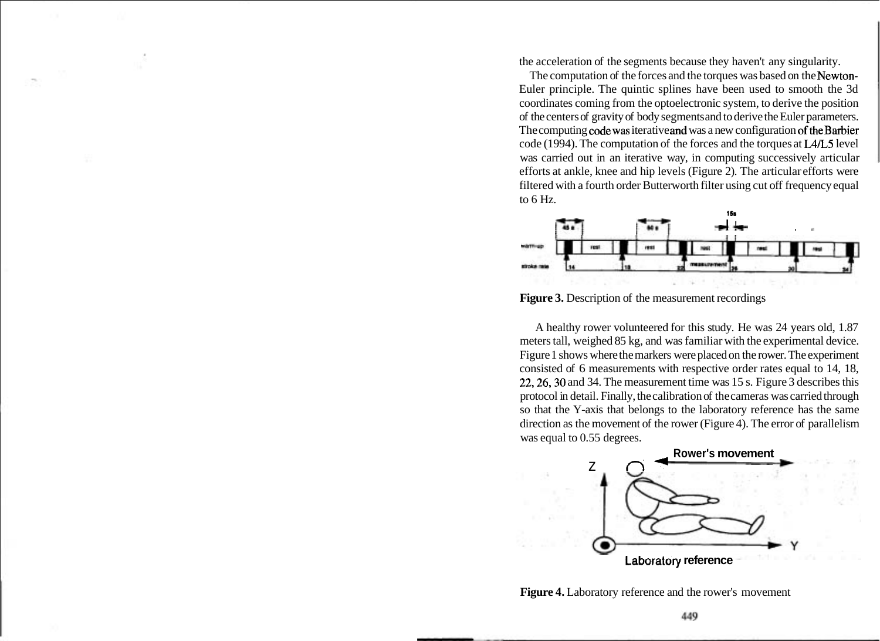the acceleration of the segments because they haven't any singularity.

The computation of the forces and the torques was based on the Newton-Euler principle. The quintic splines have been used to smooth the 3d coordinates coming from the optoelectronic system, to derive the position of the centers of gravity of body segments and to derive the Euler parameters. The computing code was iterative and was a new configuration of the Barbier code (1994). The computation of the forces and the torques at L4/L5 level was carried out in an iterative way, in computing successively articular efforts at ankle, knee and hip levels (Figure 2). The articular efforts were filtered with a fourth order Butterworth filter using cut off frequency equal to 6 Hz.

**Figure 3.** Description of the measurement recordings

A healthy rower volunteered for this study. He was 24 years old, 1.87 meters tall, weighed 85 kg, and was familiar with the experimental device. Figure 1 shows where the markers were placed on the rower. The experiment consisted of 6 measurements with respective order rates equal to 14, 18, 22, 26, 30 and 34. The measurement time was 15 s. Figure 3 describes this protocol in detail. Finally, the calibration of the cameras was carried through so that the Y-axis that belongs to the laboratory reference has the same direction as the movement of the rower (Figure 4). The error of parallelism was equal to 0.55 degrees.

**Figure 4.** Laboratory reference and the rower's movement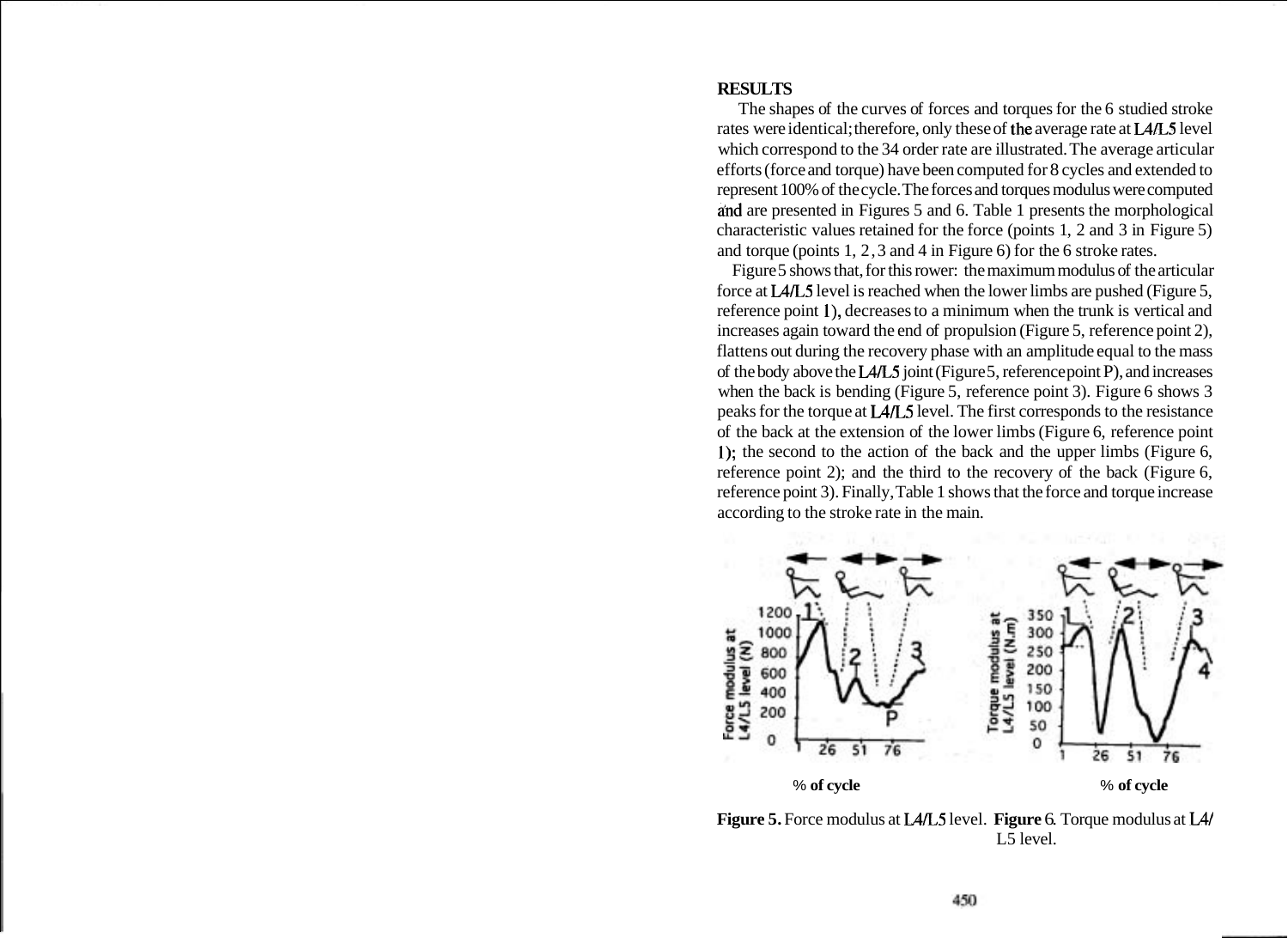## RESULTS

The shapes of the curves of forces and torques for the 6 studied stroke rates were identical; therefore, only these of the average rate at L4/L5 level which correspond to the 34 order rate are illustrated. The average articular efforts (force and torque) have been computed for 8 cycles and extended to represent 100% of the cycle. The forces and torques modulus were computed and are presented in Figures 5 and 6. Table 1 presents the morphological characteristic values retained for the force (points 1, 2 and 3 in Figure 5) and torque (points 1, 2, 3 and 4 in Figure 6) for the 6 stroke rates.

Figure 5 shows that, for this rower: the maximum modulus of the articular force at L4/L5 level is reached when the lower limbs are pushed (Figure 5, reference point 1), decreases to a minimum when the trunk is vertical and increases again toward the end of propulsion (Figure 5, reference point 2), flattens out during the recovery phase with an amplitude equal to the mass of the body above the L4/L5 joint (Figure 5, reference point P), and increases when the back is bending (Figure 5, reference point 3). Figure 6 shows 3 peaks for the torque at L4/L5 level. The first corresponds to the resistance of the back at the extension of the lower limbs (Figure 6, reference point 1); the second to the action of the back and the upper limbs (Figure 6, reference point 2); and the third to the recovery of the back (Figure 6, reference point 3). Finally, Table 1 shows that the force and torque increase according to the stroke rate in the main.

**Figure 5.** Force modulus at L4/L5 level. **Figure 6.** Torque modulus at L4/L5 level.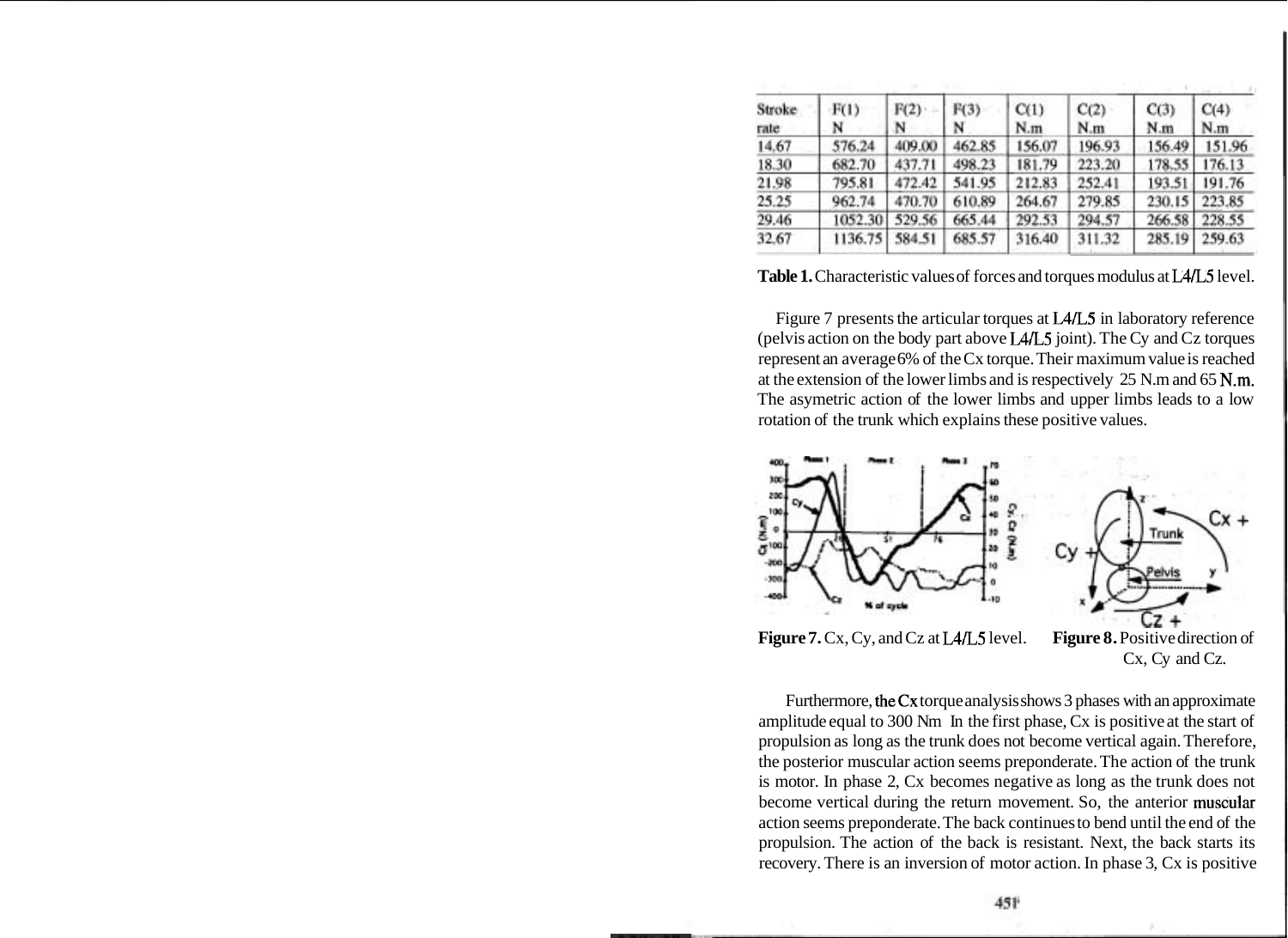| Stroke rate | F(1) N | F(2) N | F(3) N | C(1) N.m | C(2) N.m | C(3) N.m | C(4) N.m |
|---|---|---|---|---|---|---|---|
| 14.67 | 576.24 | 409.00 | 462.85 | 156.07 | 196.93 | 156.49 | 151.96 |
| 18.30 | 682.70 | 437.71 | 498.23 | 181.79 | 223.20 | 178.55 | 176.13 |
| 21.98 | 795.81 | 472.42 | 541.95 | 212.83 | 252.41 | 193.51 | 191.76 |
| 25.25 | 962.74 | 470.70 | 610.89 | 264.67 | 279.85 | 230.15 | 223.85 |
| 29.46 | 1052.30 | 529.56 | 665.44 | 292.53 | 294.57 | 266.58 | 228.55 |
| 32.67 | 1136.75 | 584.51 | 685.57 | 316.40 | 311.32 | 285.19 | 259.63 |

**Table 1.** Characteristic values of forces and torques modulus at L4/L5 level.

Figure 7 presents the articular torques at L4/L5 in laboratory reference (pelvis action on the body part above L4/L5 joint). The Cy and Cz torques represent an average 6% of the Cx torque. Their maximum value is reached at the extension of the lower limbs and is respectively 25 N.m and 65 N.m. The asymetric action of the lower limbs and upper limbs leads to a low rotation of the trunk which explains these positive values.

**Figure 7.** Cx, Cy, and Cz at L4/L5 level.

**Figure 8.** Positive direction of Cx, Cy and Cz.

Furthermore, the Cx torque analysis shows 3 phases with an approximate amplitude equal to 300 Nm In the first phase, Cx is positive at the start of propulsion as long as the trunk does not become vertical again. Therefore, the posterior muscular action seems preponderate. The action of the trunk is motor. In phase 2, Cx becomes negative as long as the trunk does not become vertical during the return movement. So, the anterior muscular action seems preponderate. The back continues to bend until the end of the propulsion. The action of the back is resistant. Next, the back starts its recovery. There is an inversion of motor action. In phase 3, Cx is positive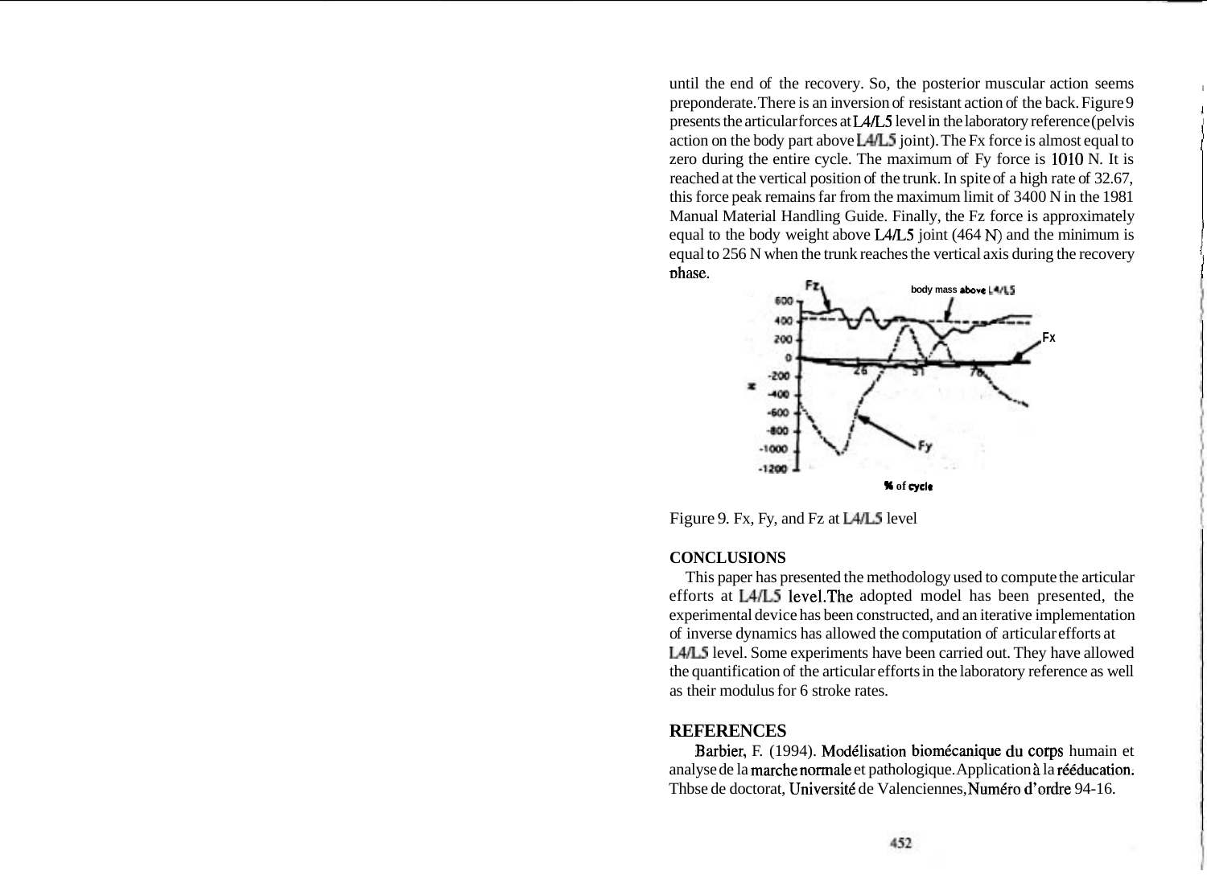until the end of the recovery. So, the posterior muscular action seems preponderate. There is an inversion of resistant action of the back. Figure 9 presents the articular forces at L4/L5 level in the laboratory reference (pelvis action on the body part above L4/L5 joint). The Fx force is almost equal to zero during the entire cycle. The maximum of Fy force is 1010 N. It is reached at the vertical position of the trunk. In spite of a high rate of 32.67, this force peak remains far from the maximum limit of 3400 N in the 1981 Manual Material Handling Guide. Finally, the Fz force is approximately equal to the body weight above L4/L5 joint (464 N) and the minimum is equal to 256 N when the trunk reaches the vertical axis during the recovery phase.

Figure 9. Fx, Fy, and Fz at L4/L5 level

## CONCLUSIONS

This paper has presented the methodology used to compute the articular efforts at L4/L5 level. The adopted model has been presented, the experimental device has been constructed, and an iterative implementation of inverse dynamics has allowed the computation of articular efforts at L4/L5 level. Some experiments have been carried out. They have allowed the quantification of the articular efforts in the laboratory reference as well as their modulus for 6 stroke rates.

## REFERENCES

Barbier, F. (1994). Modélisation biomécanique du corps humain et analyse de la marche normale et pathologique. Application à la rééducation. Thbse de doctorat, Université de Valenciennes, Numéro d'ordre 94-16.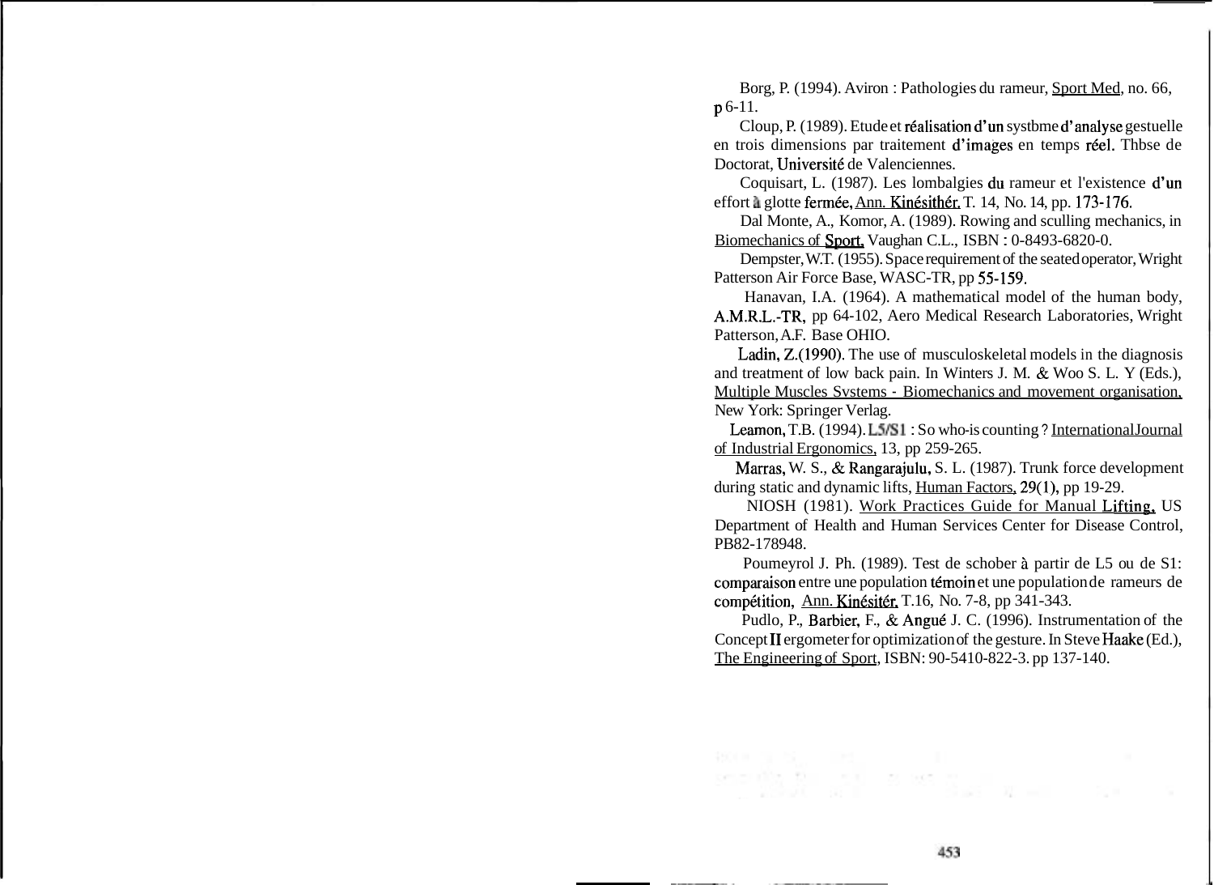Borg, P. (1994). Aviron : Pathologies du rameur, Sport Med, no. 66, p 6-11.

Cloup, P. (1989). Etude et réalisation d'un systbme d'analyse gestuelle en trois dimensions par traitement d'images en temps réel. Thbse de Doctorat, Université de Valenciennes.

Coquisart, L. (1987). Les lombalgies du rameur et l'existence d'un effort à glotte fermée, Ann. Kinésithér. T. 14, No. 14, pp. 173-176.

Dal Monte, A., Komor, A. (1989). Rowing and sculling mechanics, in Biomechanics of Sport, Vaughan C.L., ISBN : 0-8493-6820-0.

Dempster, W.T. (1955). Space requirement of the seated operator, Wright Patterson Air Force Base, WASC-TR, pp 55-159.

Hanavan, I.A. (1964). A mathematical model of the human body, A.M.R.L.-TR, pp 64-102, Aero Medical Research Laboratories, Wright Patterson, A.F. Base OHIO.

Ladin, Z.(1990). The use of musculoskeletal models in the diagnosis and treatment of low back pain. In Winters J. M. & Woo S. L. Y (Eds.), Multiple Muscles Svstems - Biomechanics and movement organisation, New York: Springer Verlag.

Leamon, T.B. (1994). L5/S1 : So who-is counting ? International Journal of Industrial Ergonomics, 13, pp 259-265.

Marras, W. S., & Rangarajulu, S. L. (1987). Trunk force development during static and dynamic lifts, Human Factors, 29(1), pp 19-29.

NIOSH (1981). Work Practices Guide for Manual Lifting, US Department of Health and Human Services Center for Disease Control, PB82-178948.

Poumeyrol J. Ph. (1989). Test de schober à partir de L5 ou de S1: comparaison entre une population témoin et une population de rameurs de compétition, Ann. Kinésitér. T.16, No. 7-8, pp 341-343.

Pudlo, P., Barbier, F., & Angué J. C. (1996). Instrumentation of the Concept II ergometer for optimization of the gesture. In Steve Haake (Ed.), The Engineering of Sport, ISBN: 90-5410-822-3. pp 137-140.